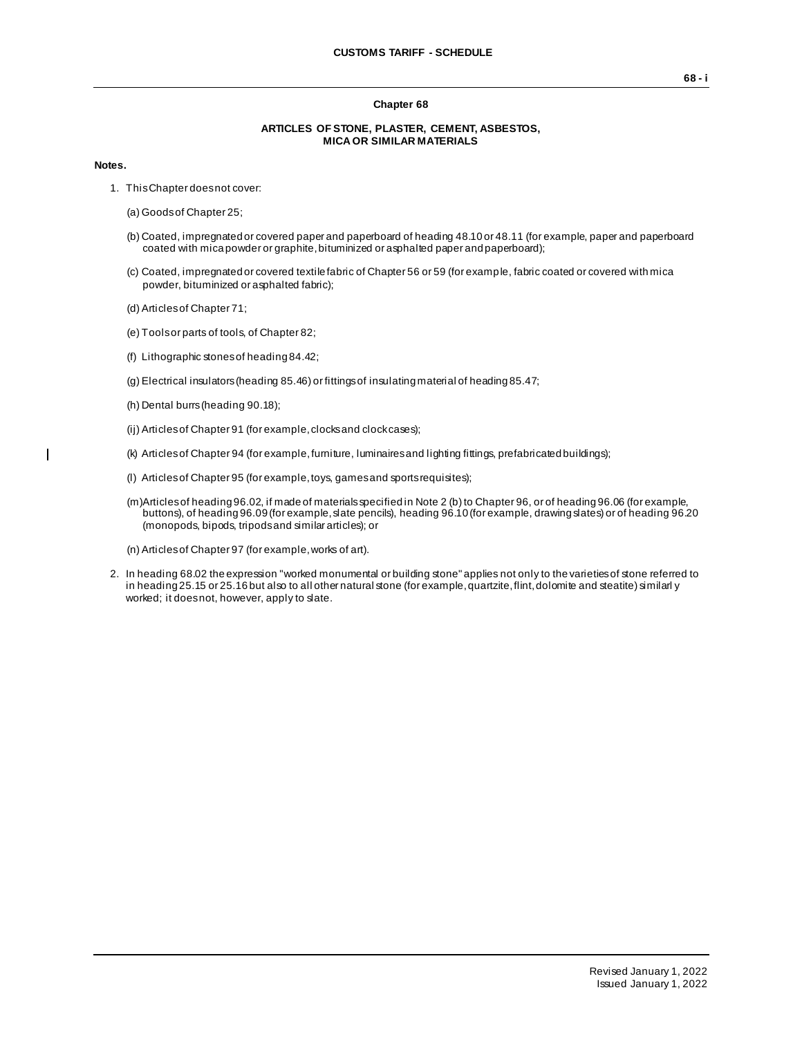# Chapter 68

## ARTICLES OF STONE, PLASTER, CEMENT, ASBESTOS, MICA OR SIMILAR MATERIALS

**Notes.**

1. This Chapter does not cover:

   (a) Goods of Chapter 25;

   (b) Coated, impregnated or covered paper and paperboard of heading 48.10 or 48.11 (for example, paper and paperboard coated with mica powder or graphite, bituminized or asphalted paper and paperboard);

   (c) Coated, impregnated or covered textile fabric of Chapter 56 or 59 (for example, fabric coated or covered with mica powder, bituminized or asphalted fabric);

   (d) Articles of Chapter 71;

   (e) Tools or parts of tools, of Chapter 82;

   (f) Lithographic stones of heading 84.42;

   (g) Electrical insulators (heading 85.46) or fittings of insulating material of heading 85.47;

   (h) Dental burrs (heading 90.18);

   (ij) Articles of Chapter 91 (for example, clocks and clock cases);

   (k) Articles of Chapter 94 (for example, furniture, luminaires and lighting fittings, prefabricated buildings);

   (l) Articles of Chapter 95 (for example, toys, games and sports requisites);

   (m) Articles of heading 96.02, if made of materials specified in Note 2 (b) to Chapter 96, or of heading 96.06 (for example, buttons), of heading 96.09 (for example, slate pencils), heading 96.10 (for example, drawing slates) or of heading 96.20 (monopods, bipods, tripods and similar articles); or

   (n) Articles of Chapter 97 (for example, works of art).

2. In heading 68.02 the expression "worked monumental or building stone" applies not only to the varieties of stone referred to in heading 25.15 or 25.16 but also to all other natural stone (for example, quartzite, flint, dolomite and steatite) similarly worked; it does not, however, apply to slate.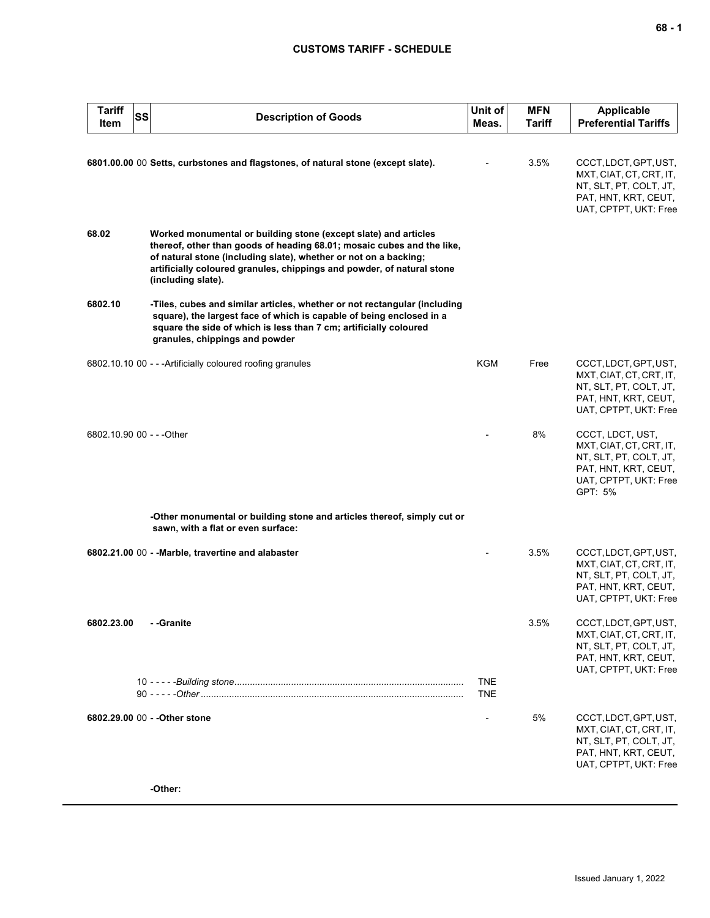## CUSTOMS TARIFF - SCHEDULE

| Tariff Item | SS | Description of Goods | Unit of Meas. | MFN Tariff | Applicable Preferential Tariffs |
|---|---|---|---|---|---|
| **6801.00.00** | 00 | **Setts, curbstones and flagstones, of natural stone (except slate).** | - | 3.5% | CCCT, LDCT, GPT, UST, MXT, CIAT, CT, CRT, IT, NT, SLT, PT, COLT, JT, PAT, HNT, KRT, CEUT, UAT, CPTPT, UKT: Free |
| **68.02** | | **Worked monumental or building stone (except slate) and articles thereof, other than goods of heading 68.01; mosaic cubes and the like, of natural stone (including slate), whether or not on a backing; artificially coloured granules, chippings and powder, of natural stone (including slate).** | | | |
| **6802.10** | | **-Tiles, cubes and similar articles, whether or not rectangular (including square), the largest face of which is capable of being enclosed in a square the side of which is less than 7 cm; artificially coloured granules, chippings and powder** | | | |
| 6802.10.10 | 00 | - - -Artificially coloured roofing granules | KGM | Free | CCCT, LDCT, GPT, UST, MXT, CIAT, CT, CRT, IT, NT, SLT, PT, COLT, JT, PAT, HNT, KRT, CEUT, UAT, CPTPT, UKT: Free |
| 6802.10.90 | 00 | - - -Other | - | 8% | CCCT, LDCT, UST, MXT, CIAT, CT, CRT, IT, NT, SLT, PT, COLT, JT, PAT, HNT, KRT, CEUT, UAT, CPTPT, UKT: Free<br>GPT: 5% |
| | | **-Other monumental or building stone and articles thereof, simply cut or sawn, with a flat or even surface:** | | | |
| **6802.21.00** | 00 | **- -Marble, travertine and alabaster** | - | 3.5% | CCCT, LDCT, GPT, UST, MXT, CIAT, CT, CRT, IT, NT, SLT, PT, COLT, JT, PAT, HNT, KRT, CEUT, UAT, CPTPT, UKT: Free |
| **6802.23.00** | | **- -Granite** | | 3.5% | CCCT, LDCT, GPT, UST, MXT, CIAT, CT, CRT, IT, NT, SLT, PT, COLT, JT, PAT, HNT, KRT, CEUT, UAT, CPTPT, UKT: Free |
| | 10 | - - - - -*Building stone* | TNE | | |
| | 90 | - - - - -*Other* | TNE | | |
| **6802.29.00** | 00 | **- -Other stone** | - | 5% | CCCT, LDCT, GPT, UST, MXT, CIAT, CT, CRT, IT, NT, SLT, PT, COLT, JT, PAT, HNT, KRT, CEUT, UAT, CPTPT, UKT: Free |
| | | **-Other:** | | | |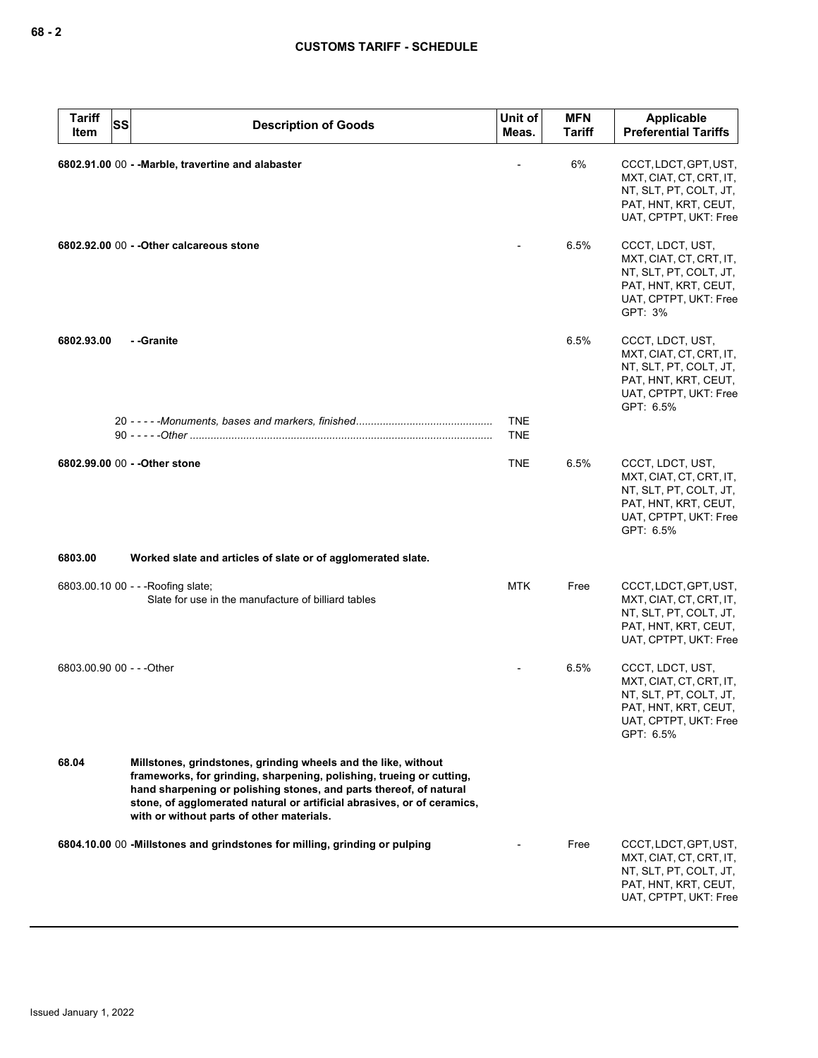| Tariff Item | SS | Description of Goods | Unit of Meas. | MFN Tariff | Applicable Preferential Tariffs |
|---|---|---|---|---|---|
| **6802.91.00** | 00 | **- -Marble, travertine and alabaster** | - | 6% | CCCT, LDCT, GPT, UST, MXT, CIAT, CT, CRT, IT, NT, SLT, PT, COLT, JT, PAT, HNT, KRT, CEUT, UAT, CPTPT, UKT: Free |
| **6802.92.00** | 00 | **- -Other calcareous stone** | - | 6.5% | CCCT, LDCT, UST, MXT, CIAT, CT, CRT, IT, NT, SLT, PT, COLT, JT, PAT, HNT, KRT, CEUT, UAT, CPTPT, UKT: Free GPT: 3% |
| **6802.93.00** | | **- -Granite** | | 6.5% | CCCT, LDCT, UST, MXT, CIAT, CT, CRT, IT, NT, SLT, PT, COLT, JT, PAT, HNT, KRT, CEUT, UAT, CPTPT, UKT: Free GPT: 6.5% |
| | 20 | - - - - -*Monuments, bases and markers, finished* | TNE | | |
| | 90 | - - - - -*Other* | TNE | | |
| **6802.99.00** | 00 | **- -Other stone** | TNE | 6.5% | CCCT, LDCT, UST, MXT, CIAT, CT, CRT, IT, NT, SLT, PT, COLT, JT, PAT, HNT, KRT, CEUT, UAT, CPTPT, UKT: Free GPT: 6.5% |
| **6803.00** | | **Worked slate and articles of slate or of agglomerated slate.** | | | |
| 6803.00.10 | 00 | - - -Roofing slate;<br>Slate for use in the manufacture of billiard tables | MTK | Free | CCCT, LDCT, GPT, UST, MXT, CIAT, CT, CRT, IT, NT, SLT, PT, COLT, JT, PAT, HNT, KRT, CEUT, UAT, CPTPT, UKT: Free |
| 6803.00.90 | 00 | - - -Other | - | 6.5% | CCCT, LDCT, UST, MXT, CIAT, CT, CRT, IT, NT, SLT, PT, COLT, JT, PAT, HNT, KRT, CEUT, UAT, CPTPT, UKT: Free GPT: 6.5% |
| **68.04** | | **Millstones, grindstones, grinding wheels and the like, without frameworks, for grinding, sharpening, polishing, trueing or cutting, hand sharpening or polishing stones, and parts thereof, of natural stone, of agglomerated natural or artificial abrasives, or of ceramics, with or without parts of other materials.** | | | |
| **6804.10.00** | 00 | **-Millstones and grindstones for milling, grinding or pulping** | - | Free | CCCT, LDCT, GPT, UST, MXT, CIAT, CT, CRT, IT, NT, SLT, PT, COLT, JT, PAT, HNT, KRT, CEUT, UAT, CPTPT, UKT: Free |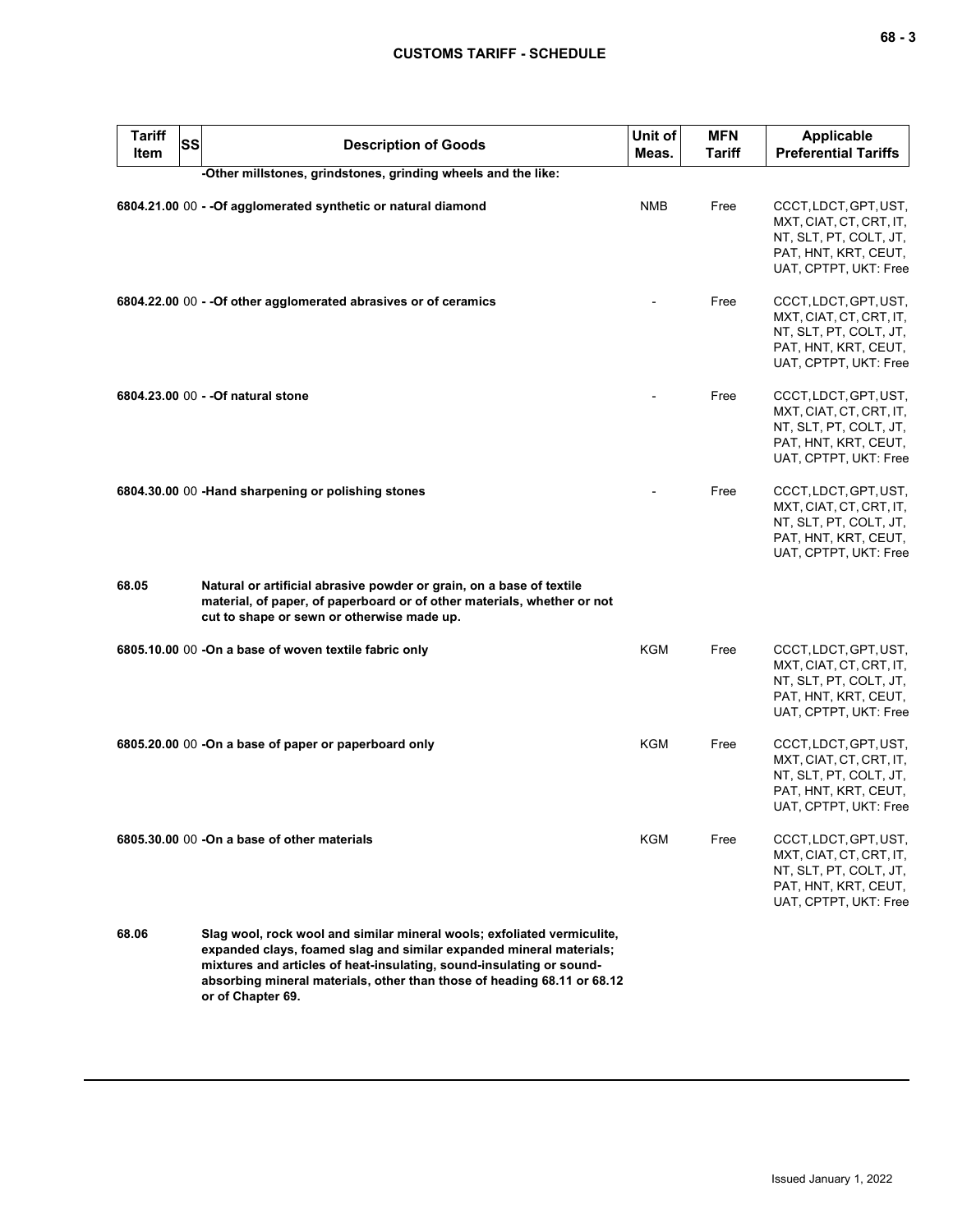| Tariff Item | SS | Description of Goods | Unit of Meas. | MFN Tariff | Applicable Preferential Tariffs |
|---|---|---|---|---|---|
| | | **-Other millstones, grindstones, grinding wheels and the like:** | | | |
| **6804.21.00** | 00 | **- -Of agglomerated synthetic or natural diamond** | NMB | Free | CCCT, LDCT, GPT, UST, MXT, CIAT, CT, CRT, IT, NT, SLT, PT, COLT, JT, PAT, HNT, KRT, CEUT, UAT, CPTPT, UKT: Free |
| **6804.22.00** | 00 | **- -Of other agglomerated abrasives or of ceramics** | - | Free | CCCT, LDCT, GPT, UST, MXT, CIAT, CT, CRT, IT, NT, SLT, PT, COLT, JT, PAT, HNT, KRT, CEUT, UAT, CPTPT, UKT: Free |
| **6804.23.00** | 00 | **- -Of natural stone** | - | Free | CCCT, LDCT, GPT, UST, MXT, CIAT, CT, CRT, IT, NT, SLT, PT, COLT, JT, PAT, HNT, KRT, CEUT, UAT, CPTPT, UKT: Free |
| **6804.30.00** | 00 | **-Hand sharpening or polishing stones** | - | Free | CCCT, LDCT, GPT, UST, MXT, CIAT, CT, CRT, IT, NT, SLT, PT, COLT, JT, PAT, HNT, KRT, CEUT, UAT, CPTPT, UKT: Free |
| **68.05** | | **Natural or artificial abrasive powder or grain, on a base of textile material, of paper, of paperboard or of other materials, whether or not cut to shape or sewn or otherwise made up.** | | | |
| **6805.10.00** | 00 | **-On a base of woven textile fabric only** | KGM | Free | CCCT, LDCT, GPT, UST, MXT, CIAT, CT, CRT, IT, NT, SLT, PT, COLT, JT, PAT, HNT, KRT, CEUT, UAT, CPTPT, UKT: Free |
| **6805.20.00** | 00 | **-On a base of paper or paperboard only** | KGM | Free | CCCT, LDCT, GPT, UST, MXT, CIAT, CT, CRT, IT, NT, SLT, PT, COLT, JT, PAT, HNT, KRT, CEUT, UAT, CPTPT, UKT: Free |
| **6805.30.00** | 00 | **-On a base of other materials** | KGM | Free | CCCT, LDCT, GPT, UST, MXT, CIAT, CT, CRT, IT, NT, SLT, PT, COLT, JT, PAT, HNT, KRT, CEUT, UAT, CPTPT, UKT: Free |
| **68.06** | | **Slag wool, rock wool and similar mineral wools; exfoliated vermiculite, expanded clays, foamed slag and similar expanded mineral materials; mixtures and articles of heat-insulating, sound-insulating or sound-absorbing mineral materials, other than those of heading 68.11 or 68.12 or of Chapter 69.** | | | |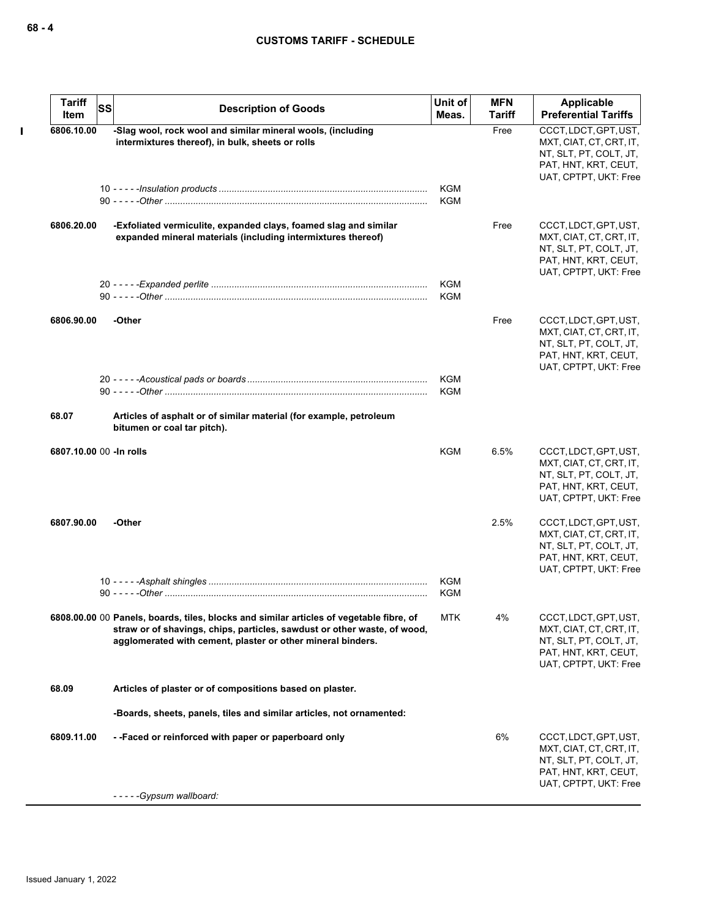| Tariff Item | SS | Description of Goods | Unit of Meas. | MFN Tariff | Applicable Preferential Tariffs |
|---|---|---|---|---|---|
| 6806.10.00 | | -Slag wool, rock wool and similar mineral wools, (including intermixtures thereof), in bulk, sheets or rolls | | Free | CCCT, LDCT, GPT, UST, MXT, CIAT, CT, CRT, IT, NT, SLT, PT, COLT, JT, PAT, HNT, KRT, CEUT, UAT, CPTPT, UKT: Free |
| | 10 | - - - - -Insulation products | KGM | | |
| | 90 | - - - - -Other | KGM | | |
| 6806.20.00 | | -Exfoliated vermiculite, expanded clays, foamed slag and similar expanded mineral materials (including intermixtures thereof) | | Free | CCCT, LDCT, GPT, UST, MXT, CIAT, CT, CRT, IT, NT, SLT, PT, COLT, JT, PAT, HNT, KRT, CEUT, UAT, CPTPT, UKT: Free |
| | 20 | - - - - -Expanded perlite | KGM | | |
| | 90 | - - - - -Other | KGM | | |
| 6806.90.00 | | -Other | | Free | CCCT, LDCT, GPT, UST, MXT, CIAT, CT, CRT, IT, NT, SLT, PT, COLT, JT, PAT, HNT, KRT, CEUT, UAT, CPTPT, UKT: Free |
| | 20 | - - - - -Acoustical pads or boards | KGM | | |
| | 90 | - - - - -Other | KGM | | |
| 68.07 | | Articles of asphalt or of similar material (for example, petroleum bitumen or coal tar pitch). | | | |
| 6807.10.00 | 00 | -In rolls | KGM | 6.5% | CCCT, LDCT, GPT, UST, MXT, CIAT, CT, CRT, IT, NT, SLT, PT, COLT, JT, PAT, HNT, KRT, CEUT, UAT, CPTPT, UKT: Free |
| 6807.90.00 | | -Other | | 2.5% | CCCT, LDCT, GPT, UST, MXT, CIAT, CT, CRT, IT, NT, SLT, PT, COLT, JT, PAT, HNT, KRT, CEUT, UAT, CPTPT, UKT: Free |
| | 10 | - - - - -Asphalt shingles | KGM | | |
| | 90 | - - - - -Other | KGM | | |
| 6808.00.00 | 00 | Panels, boards, tiles, blocks and similar articles of vegetable fibre, of straw or of shavings, chips, particles, sawdust or other waste, of wood, agglomerated with cement, plaster or other mineral binders. | MTK | 4% | CCCT, LDCT, GPT, UST, MXT, CIAT, CT, CRT, IT, NT, SLT, PT, COLT, JT, PAT, HNT, KRT, CEUT, UAT, CPTPT, UKT: Free |
| 68.09 | | Articles of plaster or of compositions based on plaster. | | | |
| | | -Boards, sheets, panels, tiles and similar articles, not ornamented: | | | |
| 6809.11.00 | | - -Faced or reinforced with paper or paperboard only | | 6% | CCCT, LDCT, GPT, UST, MXT, CIAT, CT, CRT, IT, NT, SLT, PT, COLT, JT, PAT, HNT, KRT, CEUT, UAT, CPTPT, UKT: Free |
| | | - - - - -Gypsum wallboard: | | | |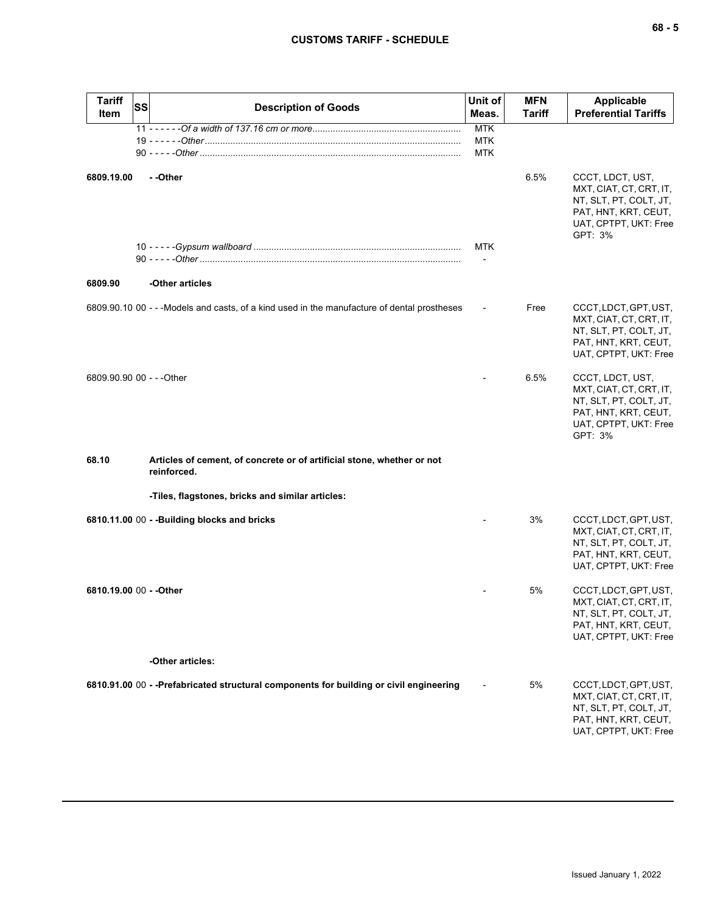| Tariff Item | SS | Description of Goods | Unit of Meas. | MFN Tariff | Applicable Preferential Tariffs |
|---|---|---|---|---|---|
| | | 11 - - - - - -*Of a width of 137.16 cm or more* | MTK | | |
| | | 19 - - - - - -*Other* | MTK | | |
| | | 90 - - - - -*Other* | MTK | | |
| **6809.19.00** | | **- -Other** | | 6.5% | CCCT, LDCT, UST, MXT, CIAT, CT, CRT, IT, NT, SLT, PT, COLT, JT, PAT, HNT, KRT, CEUT, UAT, CPTPT, UKT: Free GPT: 3% |
| | | 10 - - - - -*Gypsum wallboard* | MTK | | |
| | | 90 - - - - -*Other* | - | | |
| **6809.90** | | **-Other articles** | | | |
| 6809.90.10 | 00 | - - -Models and casts, of a kind used in the manufacture of dental prostheses | - | Free | CCCT, LDCT, GPT, UST, MXT, CIAT, CT, CRT, IT, NT, SLT, PT, COLT, JT, PAT, HNT, KRT, CEUT, UAT, CPTPT, UKT: Free |
| 6809.90.90 | 00 | - - -Other | - | 6.5% | CCCT, LDCT, UST, MXT, CIAT, CT, CRT, IT, NT, SLT, PT, COLT, JT, PAT, HNT, KRT, CEUT, UAT, CPTPT, UKT: Free GPT: 3% |
| **68.10** | | **Articles of cement, of concrete or of artificial stone, whether or not reinforced.** | | | |
| | | **-Tiles, flagstones, bricks and similar articles:** | | | |
| **6810.11.00** | 00 | **- -Building blocks and bricks** | - | 3% | CCCT, LDCT, GPT, UST, MXT, CIAT, CT, CRT, IT, NT, SLT, PT, COLT, JT, PAT, HNT, KRT, CEUT, UAT, CPTPT, UKT: Free |
| **6810.19.00** | 00 | **- -Other** | - | 5% | CCCT, LDCT, GPT, UST, MXT, CIAT, CT, CRT, IT, NT, SLT, PT, COLT, JT, PAT, HNT, KRT, CEUT, UAT, CPTPT, UKT: Free |
| | | **-Other articles:** | | | |
| **6810.91.00** | 00 | **- -Prefabricated structural components for building or civil engineering** | - | 5% | CCCT, LDCT, GPT, UST, MXT, CIAT, CT, CRT, IT, NT, SLT, PT, COLT, JT, PAT, HNT, KRT, CEUT, UAT, CPTPT, UKT: Free |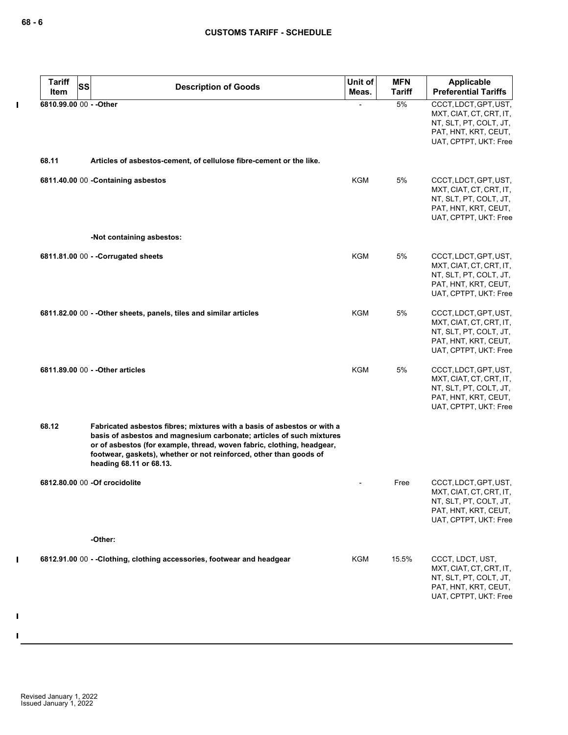| Tariff Item | SS | Description of Goods | Unit of Meas. | MFN Tariff | Applicable Preferential Tariffs |
|---|---|---|---|---|---|
| 6810.99.00 | 00 | - -Other | - | 5% | CCCT, LDCT, GPT, UST, MXT, CIAT, CT, CRT, IT, NT, SLT, PT, COLT, JT, PAT, HNT, KRT, CEUT, UAT, CPTPT, UKT: Free |
| **68.11** | | **Articles of asbestos-cement, of cellulose fibre-cement or the like.** | | | |
| 6811.40.00 | 00 | -Containing asbestos | KGM | 5% | CCCT, LDCT, GPT, UST, MXT, CIAT, CT, CRT, IT, NT, SLT, PT, COLT, JT, PAT, HNT, KRT, CEUT, UAT, CPTPT, UKT: Free |
| | | -Not containing asbestos: | | | |
| 6811.81.00 | 00 | - -Corrugated sheets | KGM | 5% | CCCT, LDCT, GPT, UST, MXT, CIAT, CT, CRT, IT, NT, SLT, PT, COLT, JT, PAT, HNT, KRT, CEUT, UAT, CPTPT, UKT: Free |
| 6811.82.00 | 00 | - -Other sheets, panels, tiles and similar articles | KGM | 5% | CCCT, LDCT, GPT, UST, MXT, CIAT, CT, CRT, IT, NT, SLT, PT, COLT, JT, PAT, HNT, KRT, CEUT, UAT, CPTPT, UKT: Free |
| 6811.89.00 | 00 | - -Other articles | KGM | 5% | CCCT, LDCT, GPT, UST, MXT, CIAT, CT, CRT, IT, NT, SLT, PT, COLT, JT, PAT, HNT, KRT, CEUT, UAT, CPTPT, UKT: Free |
| **68.12** | | **Fabricated asbestos fibres; mixtures with a basis of asbestos or with a basis of asbestos and magnesium carbonate; articles of such mixtures or of asbestos (for example, thread, woven fabric, clothing, headgear, footwear, gaskets), whether or not reinforced, other than goods of heading 68.11 or 68.13.** | | | |
| 6812.80.00 | 00 | -Of crocidolite | - | Free | CCCT, LDCT, GPT, UST, MXT, CIAT, CT, CRT, IT, NT, SLT, PT, COLT, JT, PAT, HNT, KRT, CEUT, UAT, CPTPT, UKT: Free |
| | | -Other: | | | |
| 6812.91.00 | 00 | - -Clothing, clothing accessories, footwear and headgear | KGM | 15.5% | CCCT, LDCT, UST, MXT, CIAT, CT, CRT, IT, NT, SLT, PT, COLT, JT, PAT, HNT, KRT, CEUT, UAT, CPTPT, UKT: Free |

Revised January 1, 2022
Issued January 1, 2022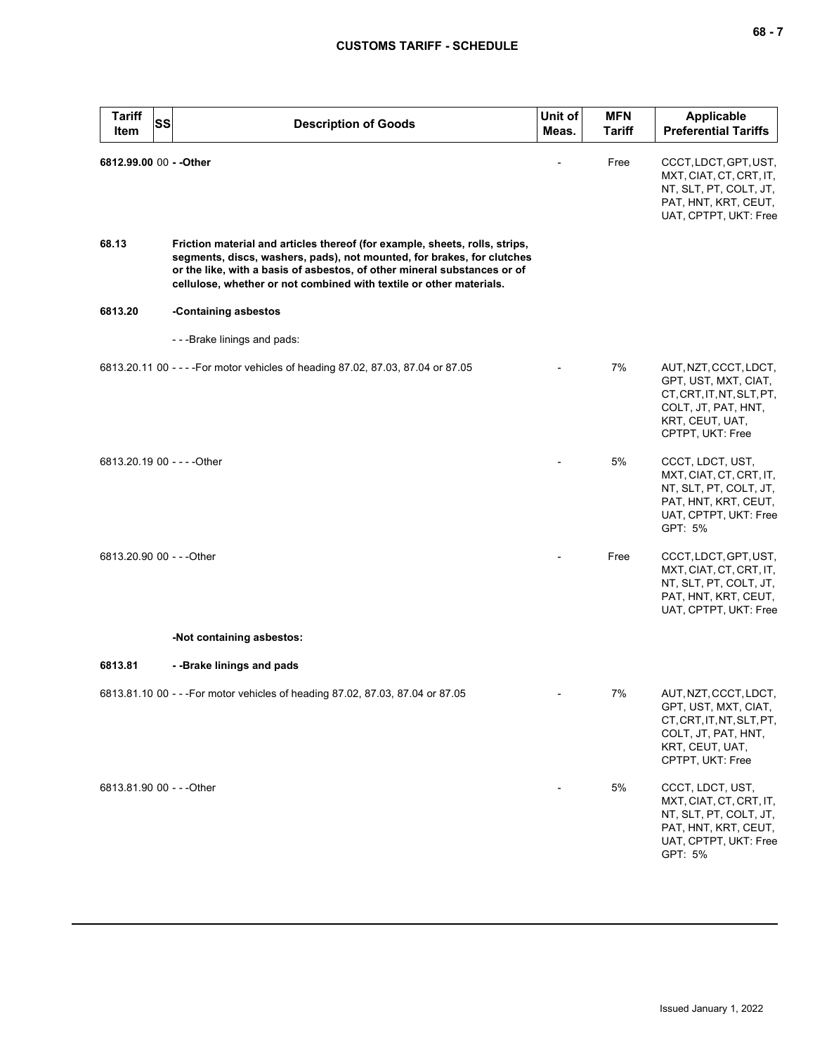| Tariff Item | SS | Description of Goods | Unit of Meas. | MFN Tariff | Applicable Preferential Tariffs |
|---|---|---|---|---|---|
| **6812.99.00** | 00 | **- -Other** | - | Free | CCCT, LDCT, GPT, UST, MXT, CIAT, CT, CRT, IT, NT, SLT, PT, COLT, JT, PAT, HNT, KRT, CEUT, UAT, CPTPT, UKT: Free |
| **68.13** | | **Friction material and articles thereof (for example, sheets, rolls, strips, segments, discs, washers, pads), not mounted, for brakes, for clutches or the like, with a basis of asbestos, of other mineral substances or of cellulose, whether or not combined with textile or other materials.** | | | |
| **6813.20** | | **-Containing asbestos** | | | |
| | | - - -Brake linings and pads: | | | |
| 6813.20.11 | 00 | - - - -For motor vehicles of heading 87.02, 87.03, 87.04 or 87.05 | - | 7% | AUT, NZT, CCCT, LDCT, GPT, UST, MXT, CIAT, CT, CRT, IT, NT, SLT, PT, COLT, JT, PAT, HNT, KRT, CEUT, UAT, CPTPT, UKT: Free |
| 6813.20.19 | 00 | - - - -Other | - | 5% | CCCT, LDCT, UST, MXT, CIAT, CT, CRT, IT, NT, SLT, PT, COLT, JT, PAT, HNT, KRT, CEUT, UAT, CPTPT, UKT: Free<br>GPT: 5% |
| 6813.20.90 | 00 | - - -Other | - | Free | CCCT, LDCT, GPT, UST, MXT, CIAT, CT, CRT, IT, NT, SLT, PT, COLT, JT, PAT, HNT, KRT, CEUT, UAT, CPTPT, UKT: Free |
| | | **-Not containing asbestos:** | | | |
| **6813.81** | | **- -Brake linings and pads** | | | |
| 6813.81.10 | 00 | - - -For motor vehicles of heading 87.02, 87.03, 87.04 or 87.05 | - | 7% | AUT, NZT, CCCT, LDCT, GPT, UST, MXT, CIAT, CT, CRT, IT, NT, SLT, PT, COLT, JT, PAT, HNT, KRT, CEUT, UAT, CPTPT, UKT: Free |
| 6813.81.90 | 00 | - - -Other | - | 5% | CCCT, LDCT, UST, MXT, CIAT, CT, CRT, IT, NT, SLT, PT, COLT, JT, PAT, HNT, KRT, CEUT, UAT, CPTPT, UKT: Free<br>GPT: 5% |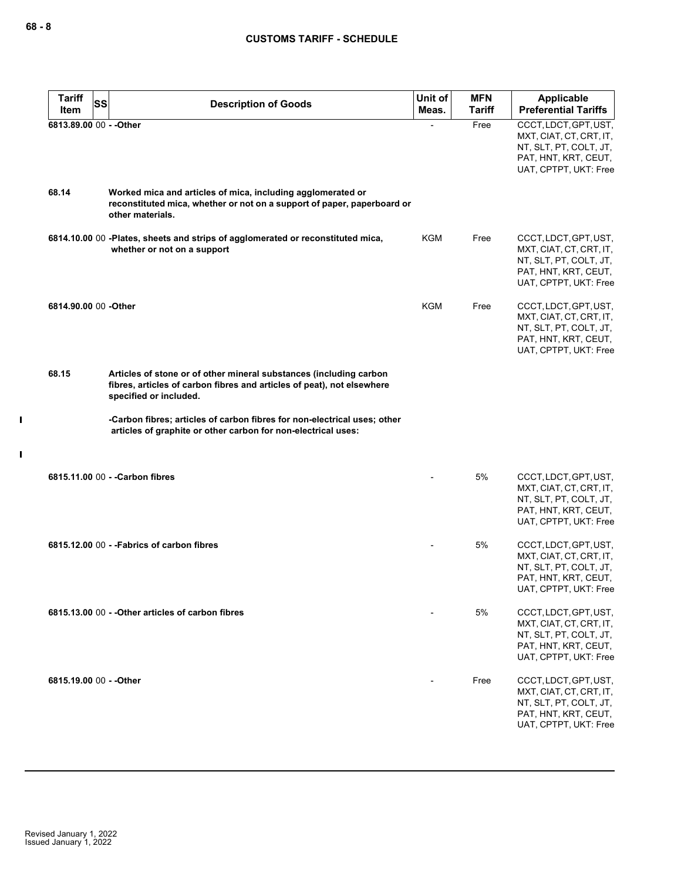| Tariff Item | SS | Description of Goods | Unit of Meas. | MFN Tariff | Applicable Preferential Tariffs |
|---|---|---|---|---|---|
| 6813.89.00 | 00 | - -Other | - | Free | CCCT, LDCT, GPT, UST, MXT, CIAT, CT, CRT, IT, NT, SLT, PT, COLT, JT, PAT, HNT, KRT, CEUT, UAT, CPTPT, UKT: Free |
| 68.14 | | **Worked mica and articles of mica, including agglomerated or reconstituted mica, whether or not on a support of paper, paperboard or other materials.** | | | |
| 6814.10.00 | 00 | -Plates, sheets and strips of agglomerated or reconstituted mica, whether or not on a support | KGM | Free | CCCT, LDCT, GPT, UST, MXT, CIAT, CT, CRT, IT, NT, SLT, PT, COLT, JT, PAT, HNT, KRT, CEUT, UAT, CPTPT, UKT: Free |
| 6814.90.00 | 00 | -Other | KGM | Free | CCCT, LDCT, GPT, UST, MXT, CIAT, CT, CRT, IT, NT, SLT, PT, COLT, JT, PAT, HNT, KRT, CEUT, UAT, CPTPT, UKT: Free |
| 68.15 | | **Articles of stone or of other mineral substances (including carbon fibres, articles of carbon fibres and articles of peat), not elsewhere specified or included.** | | | |
| | | -Carbon fibres; articles of carbon fibres for non-electrical uses; other articles of graphite or other carbon for non-electrical uses: | | | |
| 6815.11.00 | 00 | - -Carbon fibres | - | 5% | CCCT, LDCT, GPT, UST, MXT, CIAT, CT, CRT, IT, NT, SLT, PT, COLT, JT, PAT, HNT, KRT, CEUT, UAT, CPTPT, UKT: Free |
| 6815.12.00 | 00 | - -Fabrics of carbon fibres | - | 5% | CCCT, LDCT, GPT, UST, MXT, CIAT, CT, CRT, IT, NT, SLT, PT, COLT, JT, PAT, HNT, KRT, CEUT, UAT, CPTPT, UKT: Free |
| 6815.13.00 | 00 | - -Other articles of carbon fibres | - | 5% | CCCT, LDCT, GPT, UST, MXT, CIAT, CT, CRT, IT, NT, SLT, PT, COLT, JT, PAT, HNT, KRT, CEUT, UAT, CPTPT, UKT: Free |
| 6815.19.00 | 00 | - -Other | - | Free | CCCT, LDCT, GPT, UST, MXT, CIAT, CT, CRT, IT, NT, SLT, PT, COLT, JT, PAT, HNT, KRT, CEUT, UAT, CPTPT, UKT: Free |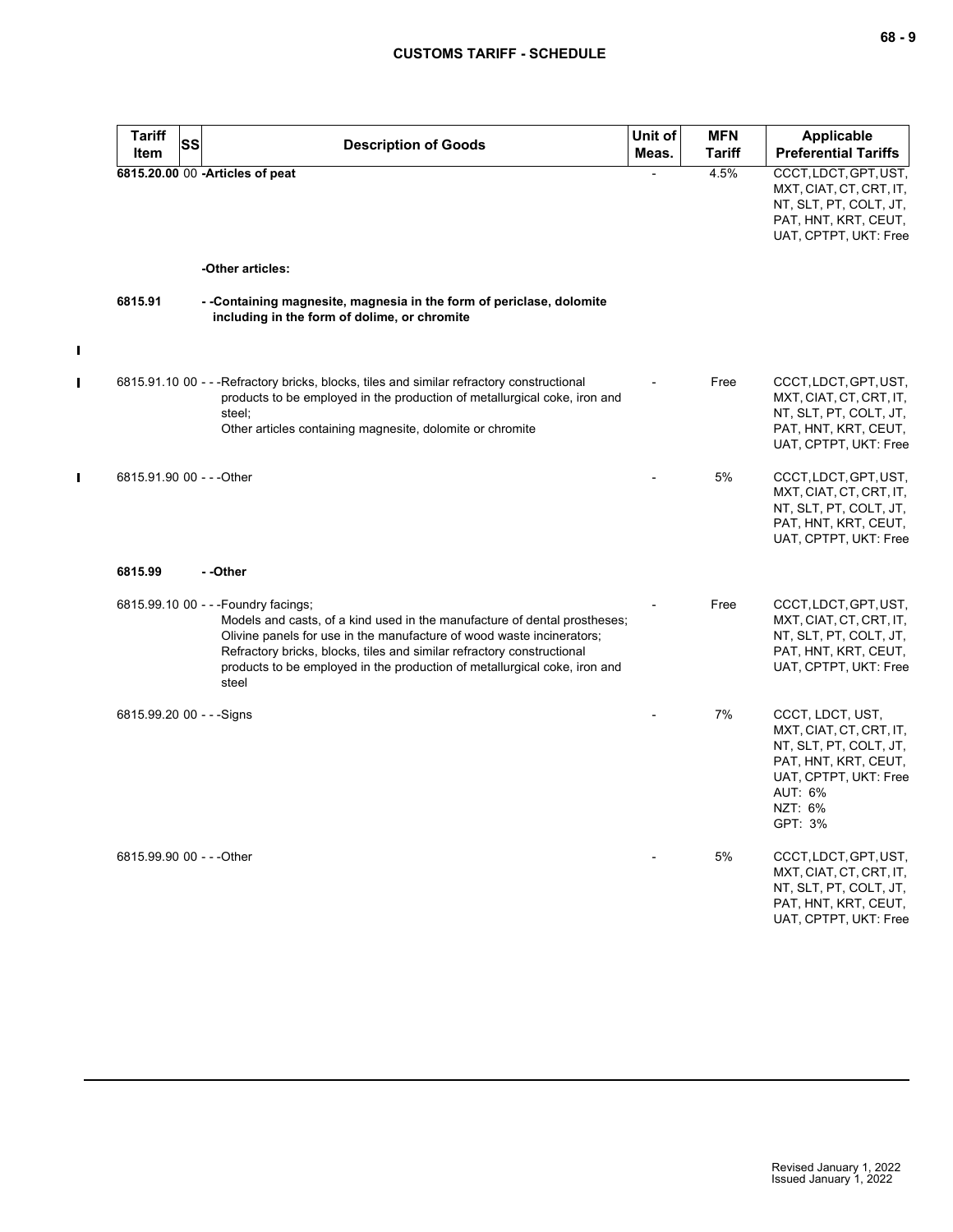| Tariff Item | SS | Description of Goods | Unit of Meas. | MFN Tariff | Applicable Preferential Tariffs |
|---|---|---|---|---|---|
| **6815.20.00** | 00 | **-Articles of peat** | - | 4.5% | CCCT, LDCT, GPT, UST, MXT, CIAT, CT, CRT, IT, NT, SLT, PT, COLT, JT, PAT, HNT, KRT, CEUT, UAT, CPTPT, UKT: Free |
| | | **-Other articles:** | | | |
| **6815.91** | | **- -Containing magnesite, magnesia in the form of periclase, dolomite including in the form of dolime, or chromite** | | | |
| 6815.91.10 | 00 | - - -Refractory bricks, blocks, tiles and similar refractory constructional products to be employed in the production of metallurgical coke, iron and steel;<br>Other articles containing magnesite, dolomite or chromite | - | Free | CCCT, LDCT, GPT, UST, MXT, CIAT, CT, CRT, IT, NT, SLT, PT, COLT, JT, PAT, HNT, KRT, CEUT, UAT, CPTPT, UKT: Free |
| 6815.91.90 | 00 | - - -Other | - | 5% | CCCT, LDCT, GPT, UST, MXT, CIAT, CT, CRT, IT, NT, SLT, PT, COLT, JT, PAT, HNT, KRT, CEUT, UAT, CPTPT, UKT: Free |
| **6815.99** | | **- -Other** | | | |
| 6815.99.10 | 00 | - - -Foundry facings;<br>Models and casts, of a kind used in the manufacture of dental prostheses;<br>Olivine panels for use in the manufacture of wood waste incinerators;<br>Refractory bricks, blocks, tiles and similar refractory constructional products to be employed in the production of metallurgical coke, iron and steel | - | Free | CCCT, LDCT, GPT, UST, MXT, CIAT, CT, CRT, IT, NT, SLT, PT, COLT, JT, PAT, HNT, KRT, CEUT, UAT, CPTPT, UKT: Free |
| 6815.99.20 | 00 | - - -Signs | - | 7% | CCCT, LDCT, UST, MXT, CIAT, CT, CRT, IT, NT, SLT, PT, COLT, JT, PAT, HNT, KRT, CEUT, UAT, CPTPT, UKT: Free<br>AUT: 6%<br>NZT: 6%<br>GPT: 3% |
| 6815.99.90 | 00 | - - -Other | - | 5% | CCCT, LDCT, GPT, UST, MXT, CIAT, CT, CRT, IT, NT, SLT, PT, COLT, JT, PAT, HNT, KRT, CEUT, UAT, CPTPT, UKT: Free |

Revised January 1, 2022
Issued January 1, 2022